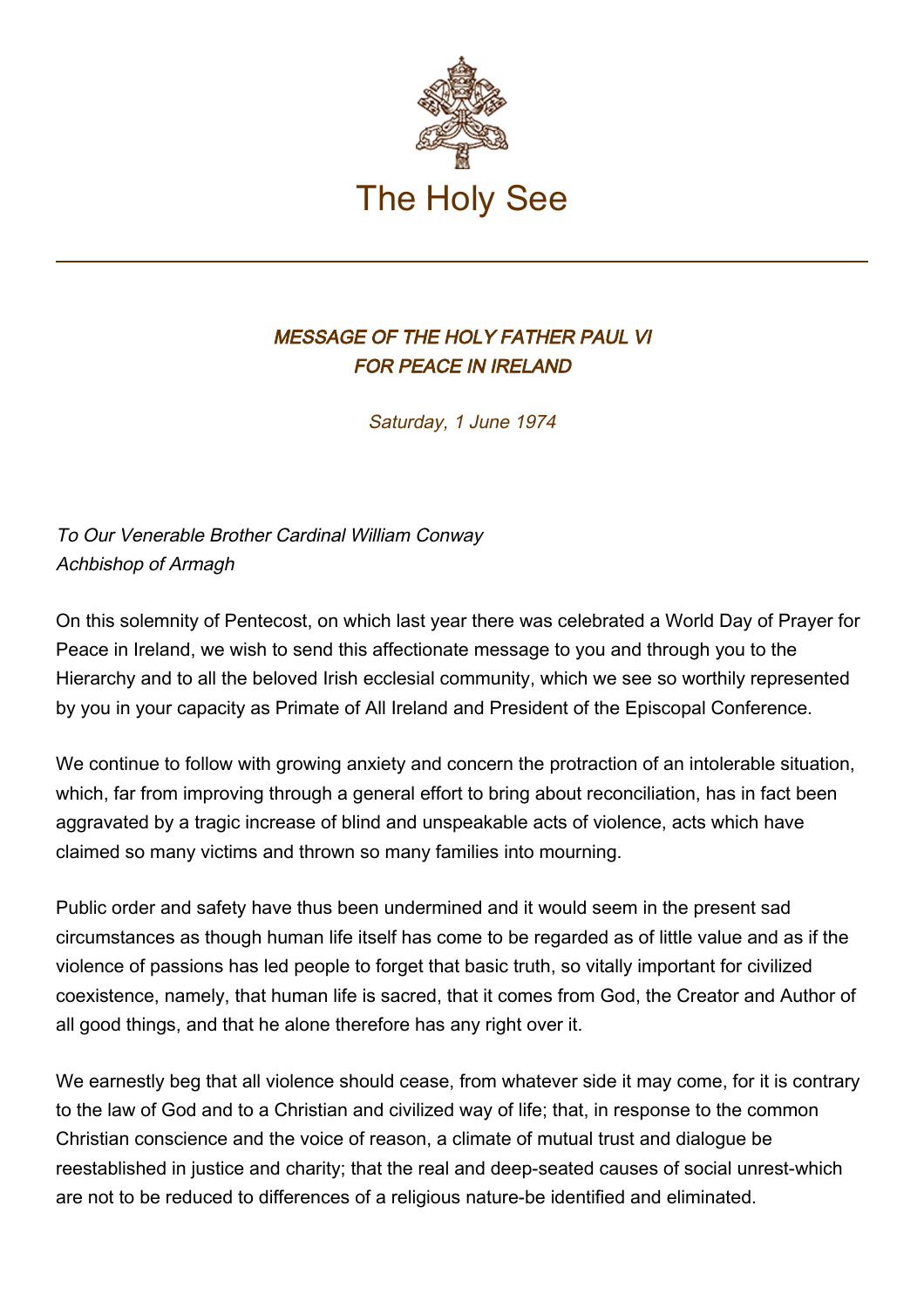The Holy See

## *MESSAGE OF THE HOLY FATHER PAUL VI FOR PEACE IN IRELAND*

*Saturday, 1 June 1974*

*To Our Venerable Brother Cardinal William Conway*
*Achbishop of Armagh*

On this solemnity of Pentecost, on which last year there was celebrated a World Day of Prayer for Peace in Ireland, we wish to send this affectionate message to you and through you to the Hierarchy and to all the beloved Irish ecclesial community, which we see so worthily represented by you in your capacity as Primate of All Ireland and President of the Episcopal Conference.

We continue to follow with growing anxiety and concern the protraction of an intolerable situation, which, far from improving through a general effort to bring about reconciliation, has in fact been aggravated by a tragic increase of blind and unspeakable acts of violence, acts which have claimed so many victims and thrown so many families into mourning.

Public order and safety have thus been undermined and it would seem in the present sad circumstances as though human life itself has come to be regarded as of little value and as if the violence of passions has led people to forget that basic truth, so vitally important for civilized coexistence, namely, that human life is sacred, that it comes from God, the Creator and Author of all good things, and that he alone therefore has any right over it.

We earnestly beg that all violence should cease, from whatever side it may come, for it is contrary to the law of God and to a Christian and civilized way of life; that, in response to the common Christian conscience and the voice of reason, a climate of mutual trust and dialogue be reestablished in justice and charity; that the real and deep-seated causes of social unrest-which are not to be reduced to differences of a religious nature-be identified and eliminated.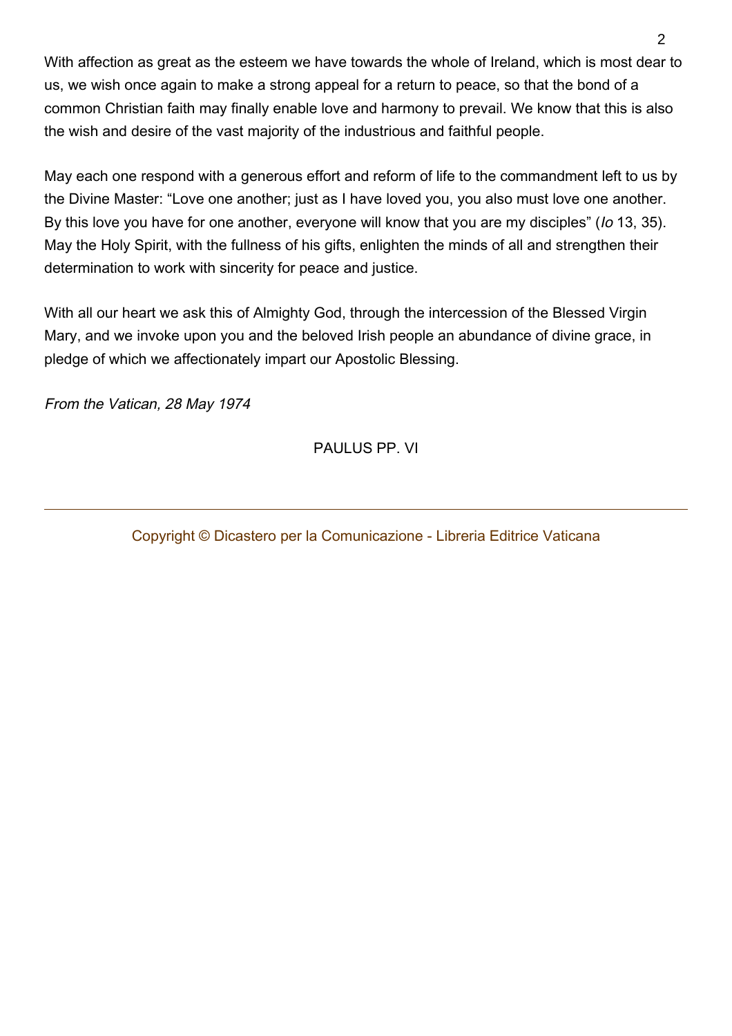With affection as great as the esteem we have towards the whole of Ireland, which is most dear to us, we wish once again to make a strong appeal for a return to peace, so that the bond of a common Christian faith may finally enable love and harmony to prevail. We know that this is also the wish and desire of the vast majority of the industrious and faithful people.

May each one respond with a generous effort and reform of life to the commandment left to us by the Divine Master: "Love one another; just as I have loved you, you also must love one another. By this love you have for one another, everyone will know that you are my disciples" (*Io* 13, 35). May the Holy Spirit, with the fullness of his gifts, enlighten the minds of all and strengthen their determination to work with sincerity for peace and justice.

With all our heart we ask this of Almighty God, through the intercession of the Blessed Virgin Mary, and we invoke upon you and the beloved Irish people an abundance of divine grace, in pledge of which we affectionately impart our Apostolic Blessing.

*From the Vatican, 28 May 1974*

PAULUS PP. VI

---

Copyright © Dicastero per la Comunicazione - Libreria Editrice Vaticana